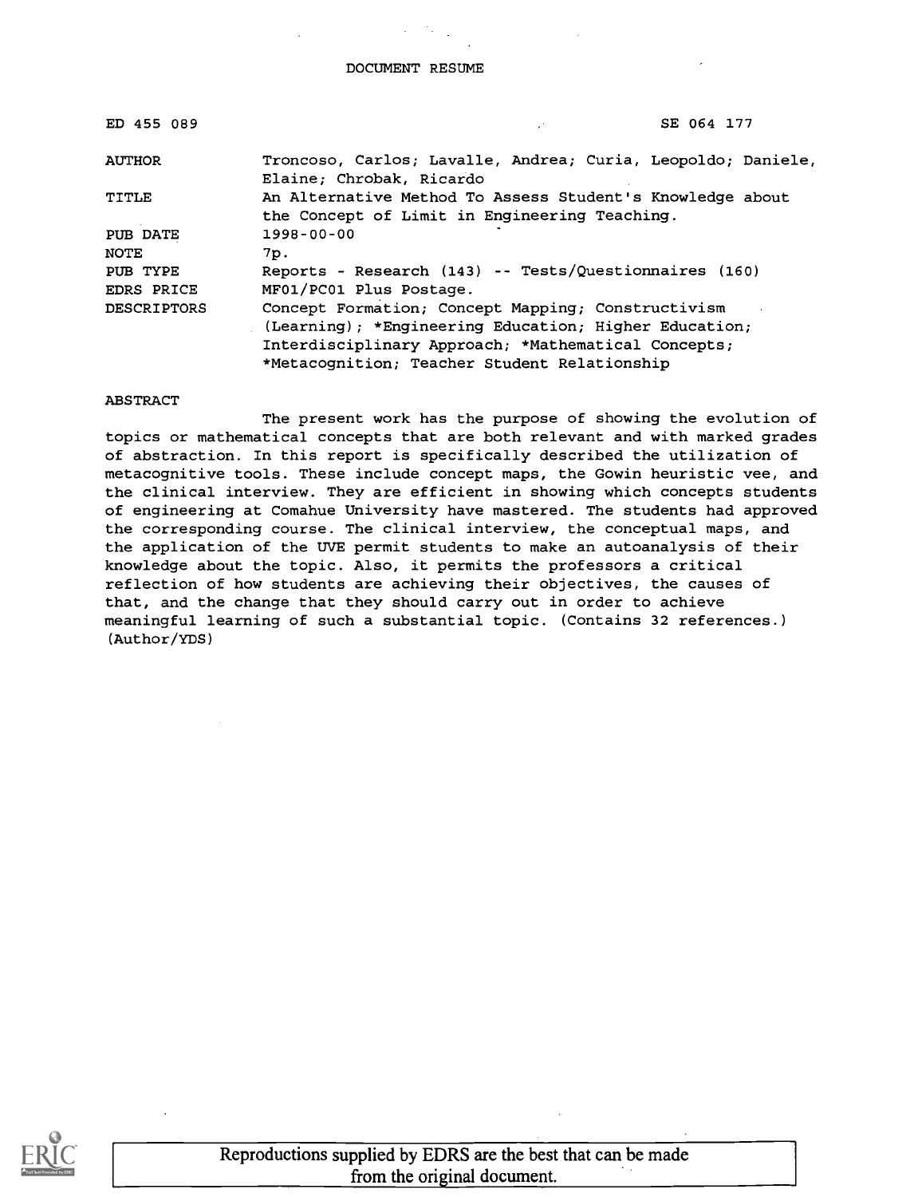DOCUMENT RESUME

| | |
|---|---|
| ED 455 089 | SE 064 177 |
| AUTHOR | Troncoso, Carlos; Lavalle, Andrea; Curia, Leopoldo; Daniele, Elaine; Chrobak, Ricardo |
| TITLE | An Alternative Method To Assess Student's Knowledge about the Concept of Limit in Engineering Teaching. |
| PUB DATE | 1998-00-00 |
| NOTE | 7p. |
| PUB TYPE | Reports - Research (143) -- Tests/Questionnaires (160) |
| EDRS PRICE | MF01/PC01 Plus Postage. |
| DESCRIPTORS | Concept Formation; Concept Mapping; Constructivism (Learning); *Engineering Education; Higher Education; Interdisciplinary Approach; *Mathematical Concepts; *Metacognition; Teacher Student Relationship |

ABSTRACT

The present work has the purpose of showing the evolution of topics or mathematical concepts that are both relevant and with marked grades of abstraction. In this report is specifically described the utilization of metacognitive tools. These include concept maps, the Gowin heuristic vee, and the clinical interview. They are efficient in showing which concepts students of engineering at Comahue University have mastered. The students had approved the corresponding course. The clinical interview, the conceptual maps, and the application of the UVE permit students to make an autoanalysis of their knowledge about the topic. Also, it permits the professors a critical reflection of how students are achieving their objectives, the causes of that, and the change that they should carry out in order to achieve meaningful learning of such a substantial topic. (Contains 32 references.) (Author/YDS)

Reproductions supplied by EDRS are the best that can be made from the original document.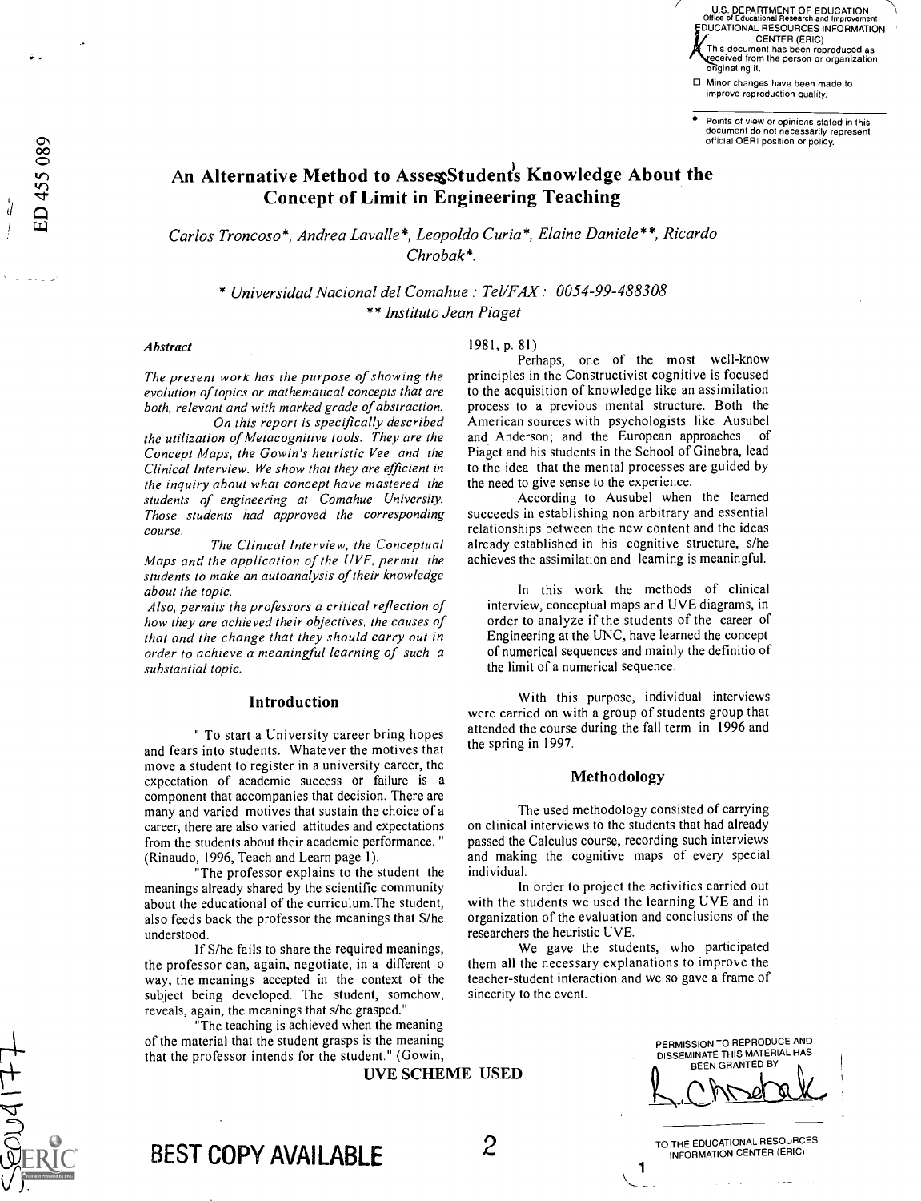# An Alternative Method to Assess Students Knowledge About the Concept of Limit in Engineering Teaching

*Carlos Troncoso\*, Andrea Lavalle\*, Leopoldo Curia\*, Elaine Daniele\*\*, Ricardo Chrobak\*.*

*\* Universidad Nacional del Comahue : Tel/FAX : 0054-99-488308*
*\*\* Instituto Jean Piaget*

### *Abstract*

*The present work has the purpose of showing the evolution of topics or mathematical concepts that are both, relevant and with marked grade of abstraction.*

*On this report is specifically described the utilization of Metacognitive tools. They are the Concept Maps, the Gowin's heuristic Vee and the Clinical Interview. We show that they are efficient in the inquiry about what concept have mastered the students of engineering at Comahue University. Those students had approved the corresponding course.*

*The Clinical Interview, the Conceptual Maps and the application of the UVE, permit the students to make an autoanalysis of their knowledge about the topic.*

*Also, permits the professors a critical reflection of how they are achieved their objectives, the causes of that and the change that they should carry out in order to achieve a meaningful learning of such a substantial topic.*

## Introduction

" To start a University career bring hopes and fears into students. Whatever the motives that move a student to register in a university career, the expectation of academic success or failure is a component that accompanies that decision. There are many and varied motives that sustain the choice of a career, there are also varied attitudes and expectations from the students about their academic performance. " (Rinaudo, 1996, Teach and Learn page 1).

"The professor explains to the student the meanings already shared by the scientific community about the educational of the curriculum.The student, also feeds back the professor the meanings that S/he understood.

If S/he fails to share the required meanings, the professor can, again, negotiate, in a different o way, the meanings accepted in the context of the subject being developed. The student, somehow, reveals, again, the meanings that s/he grasped."

"The teaching is achieved when the meaning of the material that the student grasps is the meaning that the professor intends for the student." (Gowin, 1981, p. 81)

Perhaps, one of the most well-know principles in the Constructivist cognitive is focused to the acquisition of knowledge like an assimilation process to a previous mental structure. Both the American sources with psychologists like Ausubel and Anderson; and the European approaches of Piaget and his students in the School of Ginebra, lead to the idea that the mental processes are guided by the need to give sense to the experience.

According to Ausubel when the learned succeeds in establishing non arbitrary and essential relationships between the new content and the ideas already established in his cognitive structure, s/he achieves the assimilation and learning is meaningful.

In this work the methods of clinical interview, conceptual maps and UVE diagrams, in order to analyze if the students of the career of Engineering at the UNC, have learned the concept of numerical sequences and mainly the definitio of the limit of a numerical sequence.

With this purpose, individual interviews were carried on with a group of students group that attended the course during the fall term in 1996 and the spring in 1997.

## Methodology

The used methodology consisted of carrying on clinical interviews to the students that had already passed the Calculus course, recording such interviews and making the cognitive maps of every special individual.

In order to project the activities carried out with the students we used the learning UVE and in organization of the evaluation and conclusions of the researchers the heuristic UVE.

We gave the students, who participated them all the necessary explanations to improve the teacher-student interaction and we so gave a frame of sincerity to the event.

**UVE SCHEME USED**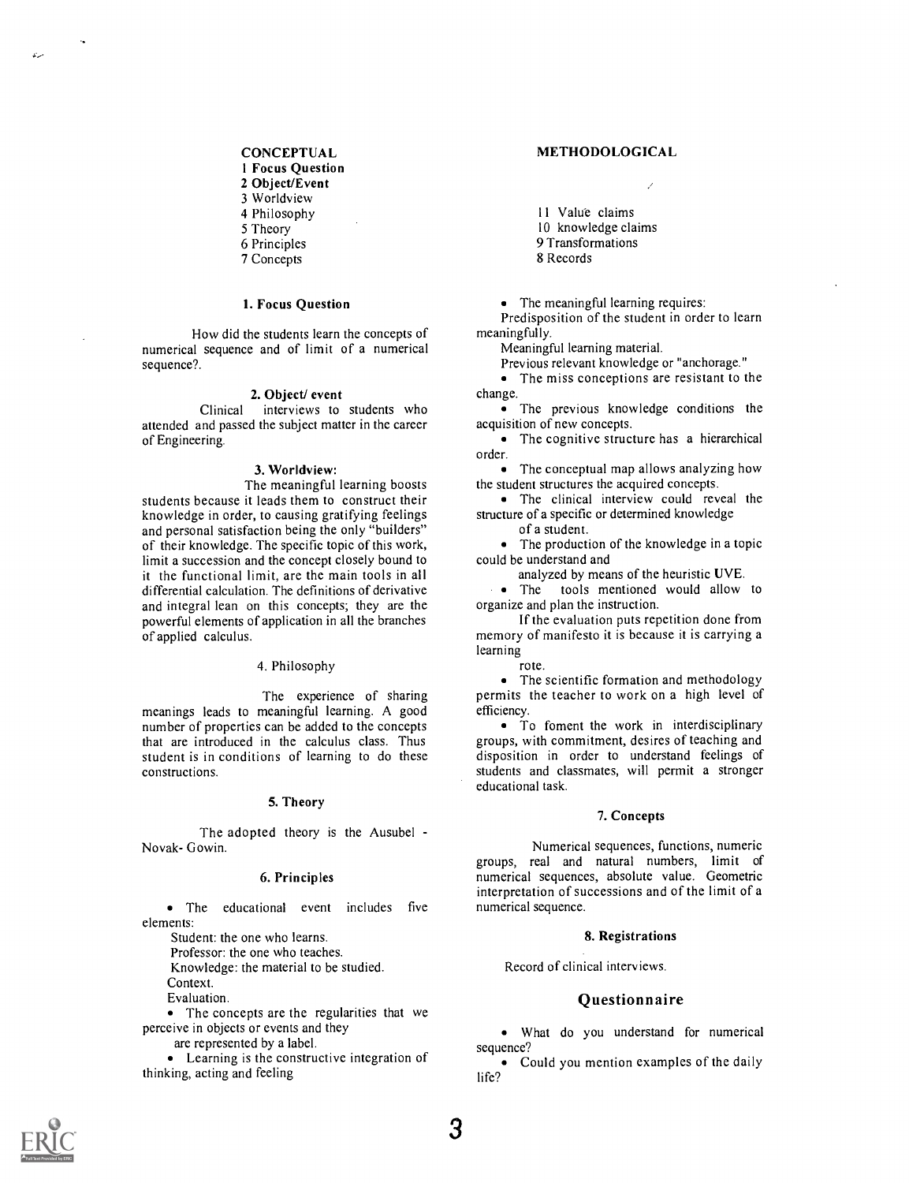**CONCEPTUAL**
**1 Focus Question**
**2 Object/Event**
3 Worldview
4 Philosophy
5 Theory
6 Principles
7 Concepts

**METHODOLOGICAL**

11 Value claims
10 knowledge claims
9 Transformations
8 Records

#### 1. Focus Question

How did the students learn the concepts of numerical sequence and of limit of a numerical sequence?.

#### 2. Object/ event

Clinical interviews to students who attended and passed the subject matter in the career of Engineering.

#### 3. Worldview:

The meaningful learning boosts students because it leads them to construct their knowledge in order, to causing gratifying feelings and personal satisfaction being the only "builders" of their knowledge. The specific topic of this work, limit a succession and the concept closely bound to it the functional limit, are the main tools in all differential calculation. The definitions of derivative and integral lean on this concepts; they are the powerful elements of application in all the branches of applied calculus.

#### 4. Philosophy

The experience of sharing meanings leads to meaningful learning. A good number of properties can be added to the concepts that are introduced in the calculus class. Thus student is in conditions of learning to do these constructions.

#### 5. Theory

The adopted theory is the Ausubel - Novak- Gowin.

#### 6. Principles

- The educational event includes five elements:
  Student: the one who learns.
  Professor: the one who teaches.
  Knowledge: the material to be studied.
  Context.
  Evaluation.
- The concepts are the regularities that we perceive in objects or events and they are represented by a label.
- Learning is the constructive integration of thinking, acting and feeling
- The meaningful learning requires:
  Predisposition of the student in order to learn meaningfully.
  Meaningful learning material.
  Previous relevant knowledge or "anchorage."
- The miss conceptions are resistant to the change.
- The previous knowledge conditions the acquisition of new concepts.
- The cognitive structure has a hierarchical order.
- The conceptual map allows analyzing how the student structures the acquired concepts.
- The clinical interview could reveal the structure of a specific or determined knowledge of a student.
- The production of the knowledge in a topic could be understand and analyzed by means of the heuristic UVE.
- The tools mentioned would allow to organize and plan the instruction.

  If the evaluation puts repetition done from memory of manifesto it is because it is carrying a learning rote.
- The scientific formation and methodology permits the teacher to work on a high level of efficiency.
- To foment the work in interdisciplinary groups, with commitment, desires of teaching and disposition in order to understand feelings of students and classmates, will permit a stronger educational task.

#### 7. Concepts

Numerical sequences, functions, numeric groups, real and natural numbers, limit of numerical sequences, absolute value. Geometric interpretation of successions and of the limit of a numerical sequence.

#### 8. Registrations

Record of clinical interviews.

### Questionnaire

- What do you understand for numerical sequence?
- Could you mention examples of the daily life?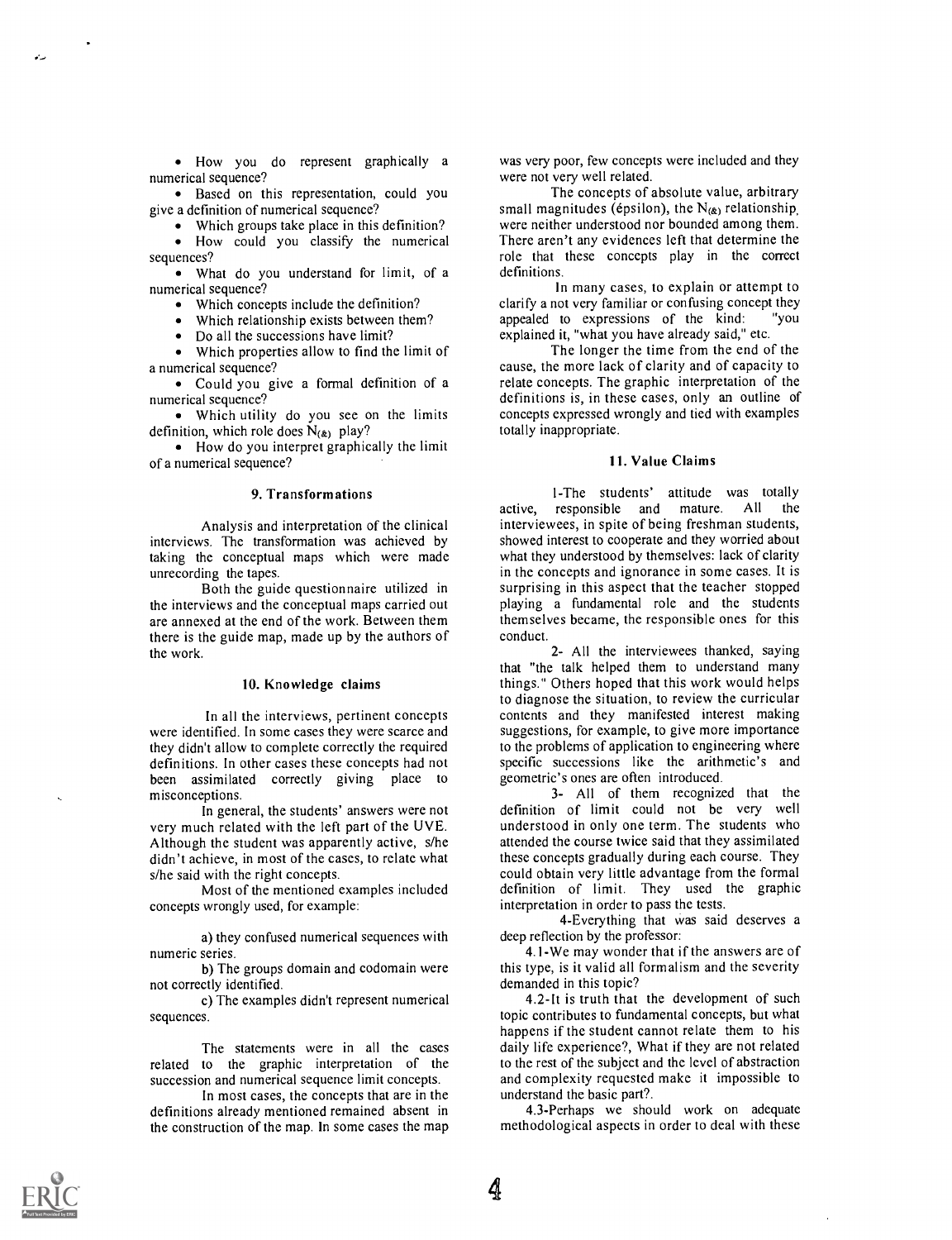- How you do represent graphically a numerical sequence?
- Based on this representation, could you give a definition of numerical sequence?
- Which groups take place in this definition?
- How could you classify the numerical sequences?
- What do you understand for limit, of a numerical sequence?
- Which concepts include the definition?
- Which relationship exists between them?
- Do all the successions have limit?
- Which properties allow to find the limit of a numerical sequence?
- Could you give a formal definition of a numerical sequence?
- Which utility do you see on the limits definition, which role does $N_{(\varepsilon)}$ play?
- How do you interpret graphically the limit of a numerical sequence?

### 9. Transformations

Analysis and interpretation of the clinical interviews. The transformation was achieved by taking the conceptual maps which were made unrecording the tapes.

Both the guide questionnaire utilized in the interviews and the conceptual maps carried out are annexed at the end of the work. Between them there is the guide map, made up by the authors of the work.

### 10. Knowledge claims

In all the interviews, pertinent concepts were identified. In some cases they were scarce and they didn't allow to complete correctly the required definitions. In other cases these concepts had not been assimilated correctly giving place to misconceptions.

In general, the students' answers were not very much related with the left part of the UVE. Although the student was apparently active, s/he didn't achieve, in most of the cases, to relate what s/he said with the right concepts.

Most of the mentioned examples included concepts wrongly used, for example:

a) they confused numerical sequences with numeric series.

b) The groups domain and codomain were not correctly identified.

c) The examples didn't represent numerical sequences.

The statements were in all the cases related to the graphic interpretation of the succession and numerical sequence limit concepts.

In most cases, the concepts that are in the definitions already mentioned remained absent in the construction of the map. In some cases the map was very poor, few concepts were included and they were not very well related.

The concepts of absolute value, arbitrary small magnitudes (épsilon), the $N_{(\varepsilon)}$ relationship, were neither understood nor bounded among them. There aren't any evidences left that determine the role that these concepts play in the correct definitions.

In many cases, to explain or attempt to clarify a not very familiar or confusing concept they appealed to expressions of the kind: "you explained it, "what you have already said," etc.

The longer the time from the end of the cause, the more lack of clarity and of capacity to relate concepts. The graphic interpretation of the definitions is, in these cases, only an outline of concepts expressed wrongly and tied with examples totally inappropriate.

### 11. Value Claims

1-The students' attitude was totally active, responsible and mature. All the interviewees, in spite of being freshman students, showed interest to cooperate and they worried about what they understood by themselves: lack of clarity in the concepts and ignorance in some cases. It is surprising in this aspect that the teacher stopped playing a fundamental role and the students themselves became, the responsible ones for this conduct.

2- All the interviewees thanked, saying that "the talk helped them to understand many things." Others hoped that this work would helps to diagnose the situation, to review the curricular contents and they manifested interest making suggestions, for example, to give more importance to the problems of application to engineering where specific successions like the arithmetic's and geometric's ones are often introduced.

3- All of them recognized that the definition of limit could not be very well understood in only one term. The students who attended the course twice said that they assimilated these concepts gradually during each course. They could obtain very little advantage from the formal definition of limit. They used the graphic interpretation in order to pass the tests.

4-Everything that was said deserves a deep reflection by the professor:

4.1-We may wonder that if the answers are of this type, is it valid all formalism and the severity demanded in this topic?

4.2-It is truth that the development of such topic contributes to fundamental concepts, but what happens if the student cannot relate them to his daily life experience?, What if they are not related to the rest of the subject and the level of abstraction and complexity requested make it impossible to understand the basic part?.

4.3-Perhaps we should work on adequate methodological aspects in order to deal with these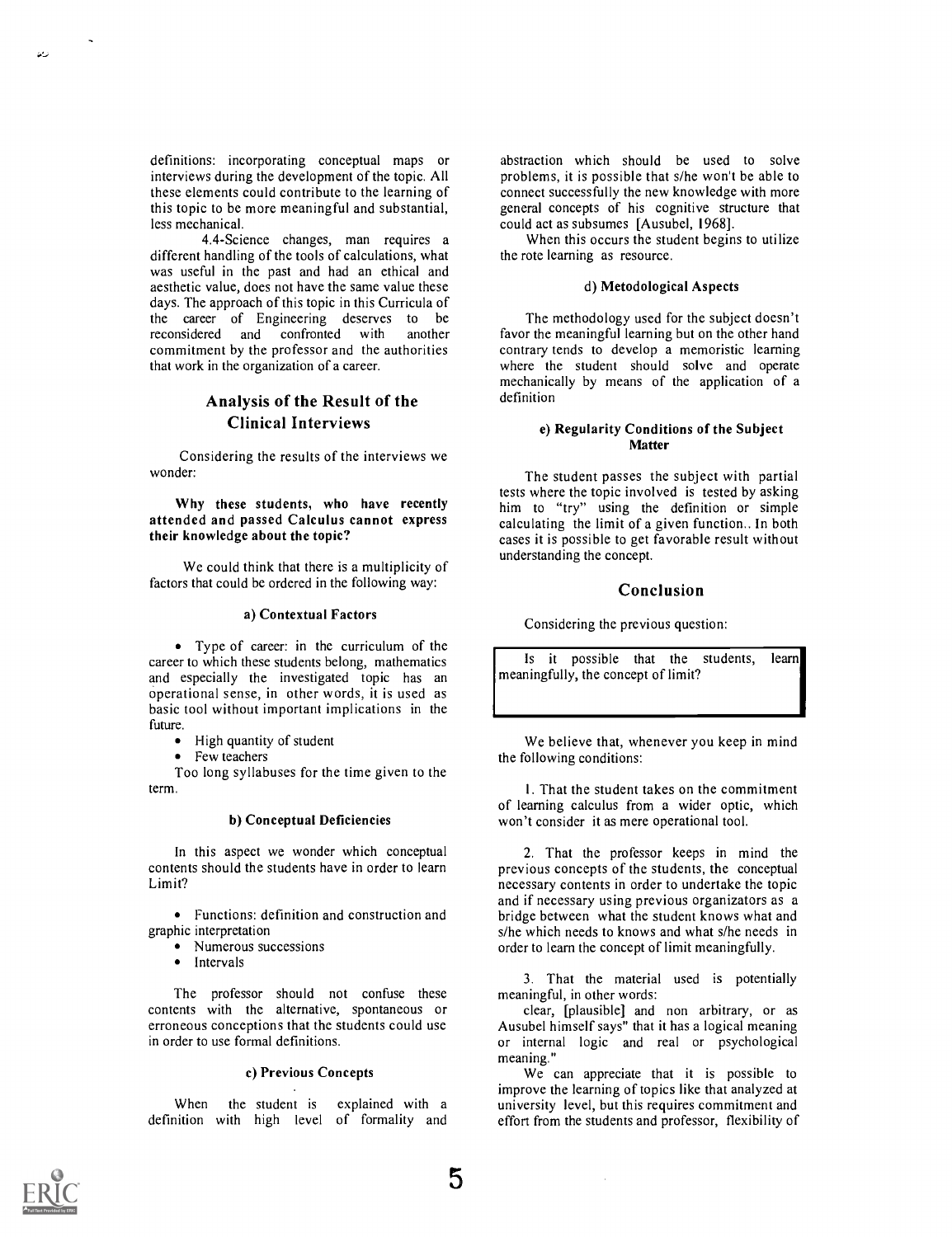definitions: incorporating conceptual maps or interviews during the development of the topic. All these elements could contribute to the learning of this topic to be more meaningful and substantial, less mechanical.

4.4-Science changes, man requires a different handling of the tools of calculations, what was useful in the past and had an ethical and aesthetic value, does not have the same value these days. The approach of this topic in this Curricula of the career of Engineering deserves to be reconsidered and confronted with another commitment by the professor and the authorities that work in the organization of a career.

## Analysis of the Result of the Clinical Interviews

Considering the results of the interviews we wonder:

**Why these students, who have recently attended and passed Calculus cannot express their knowledge about the topic?**

We could think that there is a multiplicity of factors that could be ordered in the following way:

### a) Contextual Factors

- Type of career: in the curriculum of the career to which these students belong, mathematics and especially the investigated topic has an operational sense, in other words, it is used as basic tool without important implications in the future.
- High quantity of student
- Few teachers

Too long syllabuses for the time given to the term.

### b) Conceptual Deficiencies

In this aspect we wonder which conceptual contents should the students have in order to learn Limit?

- Functions: definition and construction and graphic interpretation
- Numerous successions
- Intervals

The professor should not confuse these contents with the alternative, spontaneous or erroneous conceptions that the students could use in order to use formal definitions.

### c) Previous Concepts

When the student is explained with a definition with high level of formality and abstraction which should be used to solve problems, it is possible that s/he won't be able to connect successfully the new knowledge with more general concepts of his cognitive structure that could act as subsumes [Ausubel, 1968].

When this occurs the student begins to utilize the rote learning as resource.

### d) Metodological Aspects

The methodology used for the subject doesn't favor the meaningful learning but on the other hand contrary tends to develop a memoristic learning where the student should solve and operate mechanically by means of the application of a definition

### e) Regularity Conditions of the Subject Matter

The student passes the subject with partial tests where the topic involved is tested by asking him to "try" using the definition or simple calculating the limit of a given function.. In both cases it is possible to get favorable result without understanding the concept.

## Conclusion

Considering the previous question:

> Is it possible that the students, learn meaningfully, the concept of limit?

We believe that, whenever you keep in mind the following conditions:

1. That the student takes on the commitment of learning calculus from a wider optic, which won't consider it as mere operational tool.

2. That the professor keeps in mind the previous concepts of the students, the conceptual necessary contents in order to undertake the topic and if necessary using previous organizators as a bridge between what the student knows what and s/he which needs to knows and what s/he needs in order to learn the concept of limit meaningfully.

3. That the material used is potentially meaningful, in other words:

clear, [plausible] and non arbitrary, or as Ausubel himself says" that it has a logical meaning or internal logic and real or psychological meaning."

We can appreciate that it is possible to improve the learning of topics like that analyzed at university level, but this requires commitment and effort from the students and professor, flexibility of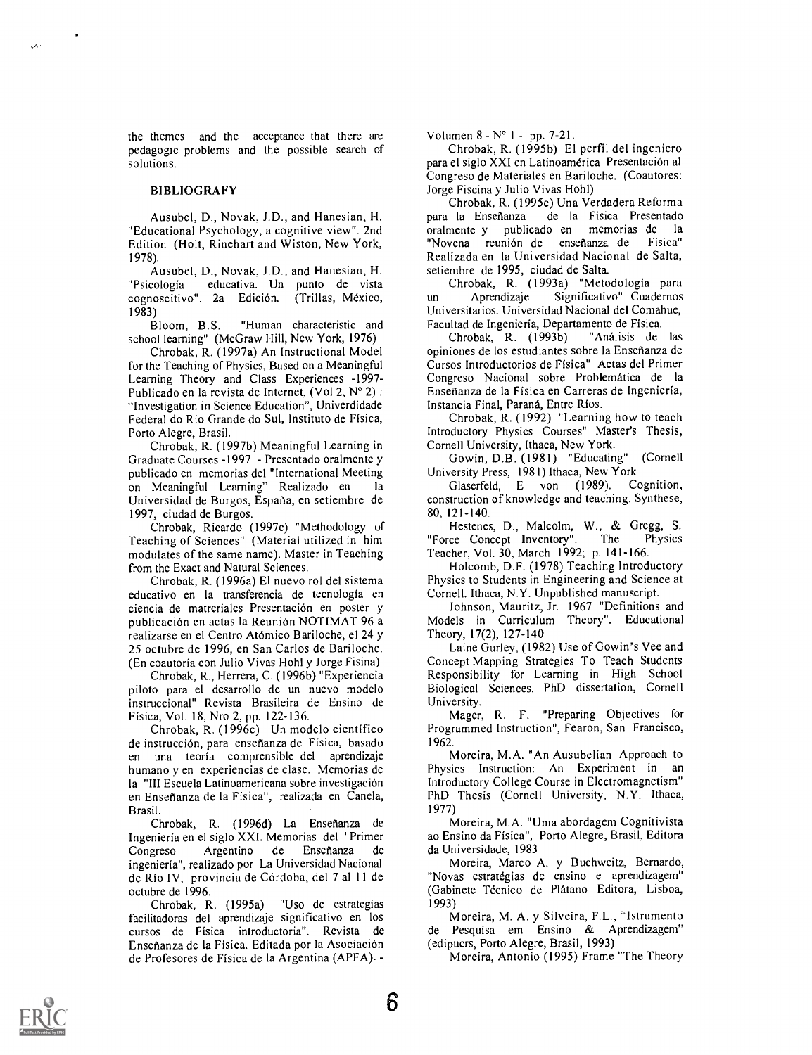the themes and the acceptance that there are pedagogic problems and the possible search of solutions.

## BIBLIOGRAFY

Ausubel, D., Novak, J.D., and Hanesian, H. "Educational Psychology, a cognitive view". 2nd Edition (Holt, Rinehart and Wiston, New York, 1978).

Ausubel, D., Novak, J.D., and Hanesian, H. "Psicología educativa. Un punto de vista cognoscitivo". 2a Edición. (Trillas, México, 1983)

Bloom, B.S. "Human characteristic and school learning" (McGraw Hill, New York, 1976)

Chrobak, R. (1997a) An Instructional Model for the Teaching of Physics, Based on a Meaningful Learning Theory and Class Experiences -1997- Publicado en la revista de Internet, (Vol 2, N° 2) : "Investigation in Science Education", Univerdidade Federal do Rio Grande do Sul, Instituto de Física, Porto Alegre, Brasil.

Chrobak, R. (1997b) Meaningful Learning in Graduate Courses -1997 - Presentado oralmente y publicado en memorias del "International Meeting on Meaningful Learning" Realizado en la Universidad de Burgos, España, en setiembre de 1997, ciudad de Burgos.

Chrobak, Ricardo (1997c) "Methodology of Teaching of Sciences" (Material utilized in him modulates of the same name). Master in Teaching from the Exact and Natural Sciences.

Chrobak, R. (1996a) El nuevo rol del sistema educativo en la transferencia de tecnología en ciencia de matreriales Presentación en poster y publicación en actas la Reunión NOTIMAT 96 a realizarse en el Centro Atómico Bariloche, el 24 y 25 octubre de 1996, en San Carlos de Bariloche. (En coautoría con Julio Vivas Hohl y Jorge Fisina)

Chrobak, R., Herrera, C. (1996b) "Experiencia piloto para el desarrollo de un nuevo modelo instruccional" Revista Brasileira de Ensino de Física, Vol. 18, Nro 2, pp. 122-136.

Chrobak, R. (1996c) Un modelo científico de instrucción, para enseñanza de Física, basado en una teoría comprensible del aprendizaje humano y en experiencias de clase. Memorias de la "III Escuela Latinoamericana sobre investigación en Enseñanza de la Física", realizada en Canela, Brasil.

Chrobak, R. (1996d) La Enseñanza de Ingeniería en el siglo XXI. Memorias del "Primer Congreso Argentino de Enseñanza de ingeniería", realizado por La Universidad Nacional de Río IV, provincia de Córdoba, del 7 al 11 de octubre de 1996.

Chrobak, R. (1995a) "Uso de estrategias facilitadoras del aprendizaje significativo en los cursos de Física introductoria". Revista de Enseñanza de la Física. Editada por la Asociación de Profesores de Física de la Argentina (APFA).- Volumen 8 - N° 1 - pp. 7-21.

Chrobak, R. (1995b) El perfil del ingeniero para el siglo XXI en Latinoamérica Presentación al Congreso de Materiales en Bariloche. (Coautores: Jorge Fiscina y Julio Vivas Hohl)

Chrobak, R. (1995c) Una Verdadera Reforma para la Enseñanza de la Física Presentado oralmente y publicado en memorias de la "Novena reunión de enseñanza de Física" Realizada en la Universidad Nacional de Salta, setiembre de 1995, ciudad de Salta.

Chrobak, R. (1993a) "Metodología para un Aprendizaje Significativo" Cuadernos Universitarios. Universidad Nacional del Comahue, Facultad de Ingeniería, Departamento de Física.

Chrobak, R. (1993b) "Análisis de las opiniones de los estudiantes sobre la Enseñanza de Cursos Introductorios de Física" Actas del Primer Congreso Nacional sobre Problemática de la Enseñanza de la Física en Carreras de Ingeniería, Instancia Final, Paraná, Entre Ríos.

Chrobak, R. (1992) "Learning how to teach Introductory Physics Courses" Master's Thesis, Cornell University, Ithaca, New York.

Gowin, D.B. (1981) "Educating" (Cornell University Press, 1981) Ithaca, New York

Glaserfeld, E von (1989). Cognition, construction of knowledge and teaching. Synthese, 80, 121-140.

Hestenes, D., Malcolm, W., & Gregg, S. "Force Concept Inventory". The Physics Teacher, Vol. 30, March 1992; p. 141-166.

Holcomb, D.F. (1978) Teaching Introductory Physics to Students in Engineering and Science at Cornell. Ithaca, N.Y. Unpublished manuscript.

Johnson, Mauritz, Jr. 1967 "Definitions and Models in Curriculum Theory". Educational Theory, 17(2), 127-140

Laine Gurley, (1982) Use of Gowin's Vee and Concept Mapping Strategies To Teach Students Responsibility for Learning in High School Biological Sciences. PhD dissertation, Cornell University.

Mager, R. F. "Preparing Objectives for Programmed Instruction", Fearon, San Francisco, 1962.

Moreira, M.A. "An Ausubelian Approach to Physics Instruction: An Experiment in an Introductory College Course in Electromagnetism" PhD Thesis (Cornell University, N.Y. Ithaca, 1977)

Moreira, M.A. "Uma abordagem Cognitivista ao Ensino da Física", Porto Alegre, Brasil, Editora da Universidade, 1983

Moreira, Marco A. y Buchweitz, Bernardo, "Novas estratégias de ensino e aprendizagem" (Gabinete Técnico de Plátano Editora, Lisboa, 1993)

Moreira, M. A. y Silveira, F.L., "Istrumento de Pesquisa em Ensino & Aprendizagem" (edipucrs, Porto Alegre, Brasil, 1993)

Moreira, Antonio (1995) Frame "The Theory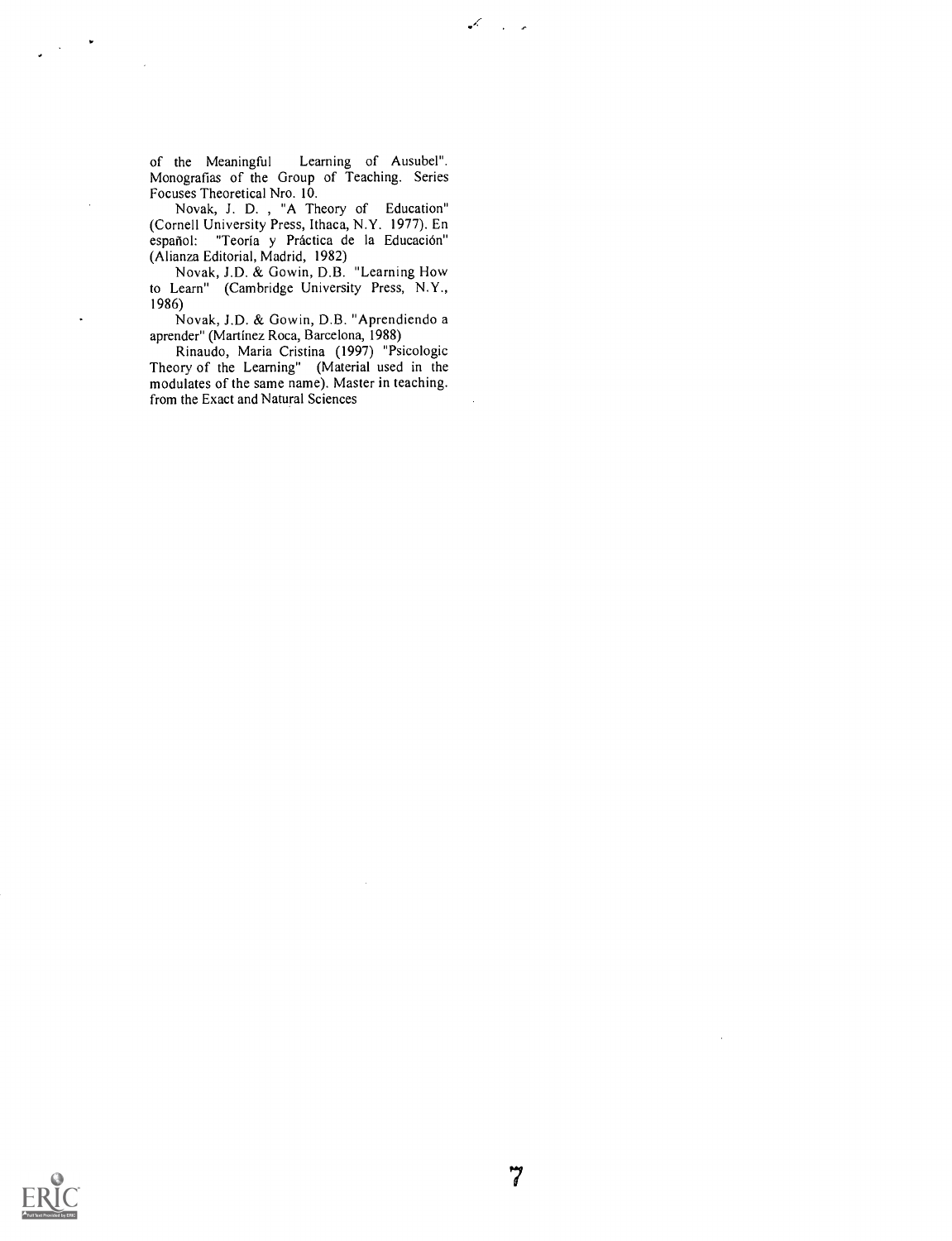of the Meaningful Learning of Ausubel". Monografías of the Group of Teaching. Series Focuses Theoretical Nro. 10.

Novak, J. D. , "A Theory of Education" (Cornell University Press, Ithaca, N.Y. 1977). En español: "Teoría y Práctica de la Educación" (Alianza Editorial, Madrid, 1982)

Novak, J.D. & Gowin, D.B. "Learning How to Learn" (Cambridge University Press, N.Y., 1986)

Novak, J.D. & Gowin, D.B. "Aprendiendo a aprender" (Martínez Roca, Barcelona, 1988)

Rinaudo, Maria Cristina (1997) "Psicologic Theory of the Learning" (Material used in the modulates of the same name). Master in teaching. from the Exact and Natural Sciences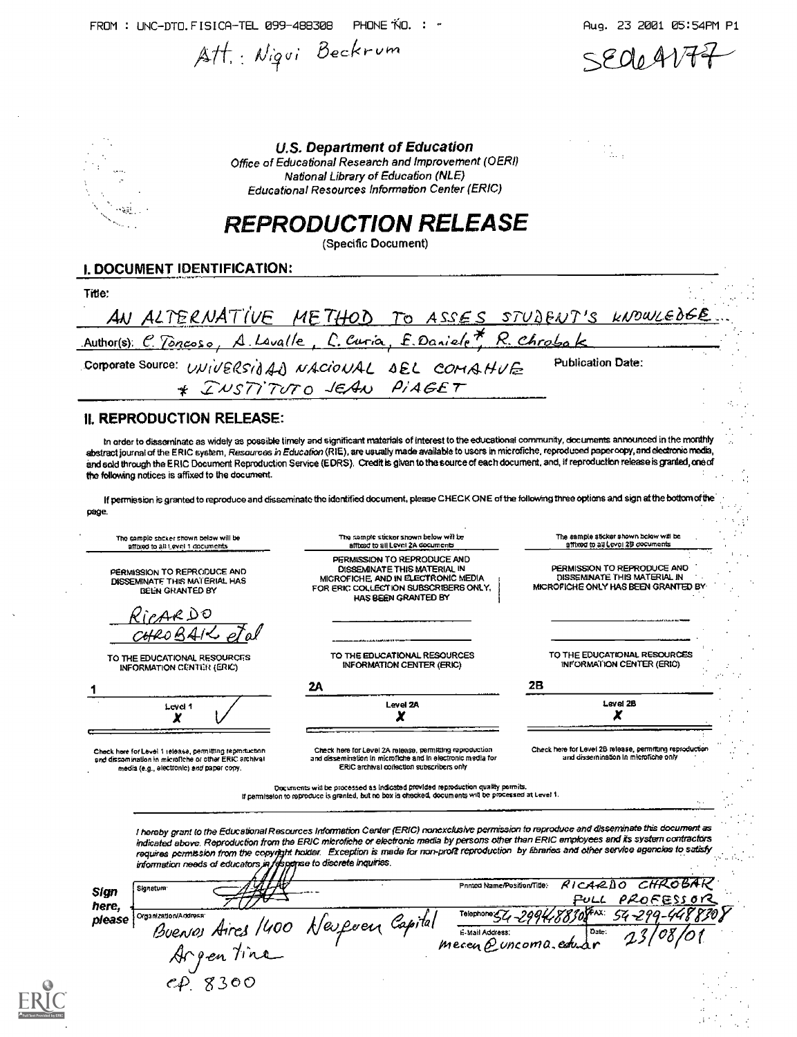FROM : UNC-DTO.FISICA-TEL 099-488308 PHONE NO. : - Aug. 23 2001 05:54PM P1

Att.: Niqui Beckrum

SE064177

U.S. Department of Education
Office of Educational Research and Improvement (OERI)
National Library of Education (NLE)
Educational Resources Information Center (ERIC)

# REPRODUCTION RELEASE

(Specific Document)

## I. DOCUMENT IDENTIFICATION:

Title: AN ALTERNATIVE METHOD TO ASSES STUDENT'S KNOWLEDGE...

Author(s): C. Troncoso, A. Lavalle, C. Curia, E. Daniele*, R. Chrobak

Corporate Source: UNIVERSIDAD NACIONAL DEL COMAHUE * INSTITUTO JEAN PIAGET

Publication Date:

## II. REPRODUCTION RELEASE:

In order to disseminate as widely as possible timely and significant materials of interest to the educational community, documents announced in the monthly abstract journal of the ERIC system, *Resources in Education* (RIE), are usually made available to users in microfiche, reproduced paper copy, and electronic media, and sold through the ERIC Document Reproduction Service (EDRS). Credit is given to the source of each document, and, if reproduction release is granted, one of the following notices is affixed to the document.

If permission is granted to reproduce and disseminate the identified document, please CHECK ONE of the following three options and sign at the bottom of the page.

| The sample sticker shown below will be affixed to all Level 1 documents | The sample sticker shown below will be affixed to all Level 2A documents | The sample sticker shown below will be affixed to all Level 2B documents |
|---|---|---|
| PERMISSION TO REPRODUCE AND DISSEMINATE THIS MATERIAL HAS BEEN GRANTED BY | PERMISSION TO REPRODUCE AND DISSEMINATE THIS MATERIAL IN MICROFICHE, AND IN ELECTRONIC MEDIA FOR ERIC COLLECTION SUBSCRIBERS ONLY, HAS BEEN GRANTED BY | PERMISSION TO REPRODUCE AND DISSEMINATE THIS MATERIAL IN MICROFICHE ONLY HAS BEEN GRANTED BY |
| RICARDO CHROBAK et al | | |
| TO THE EDUCATIONAL RESOURCES INFORMATION CENTER (ERIC) | TO THE EDUCATIONAL RESOURCES INFORMATION CENTER (ERIC) | TO THE EDUCATIONAL RESOURCES INFORMATION CENTER (ERIC) |
| 1 | 2A | 2B |
| Level 1 ✓ | Level 2A | Level 2B |
| Check here for Level 1 release, permitting reproduction and dissemination in microfiche or other ERIC archival media (e.g., electronic) *and* paper copy. | Check here for Level 2A release, permitting reproduction and dissemination in microfiche and in electronic media for ERIC archival collection subscribers only | Check here for Level 2B release, permitting reproduction and dissemination in microfiche only |

Documents will be processed as indicated provided reproduction quality permits.
If permission to reproduce is granted, but no box is checked, documents will be processed at Level 1.

*I hereby grant to the Educational Resources Information Center (ERIC) nonexclusive permission to reproduce and disseminate this document as indicated above. Reproduction from the ERIC microfiche or electronic media by persons other than ERIC employees and its system contractors requires permission from the copyright holder. Exception is made for non-profit reproduction by libraries and other service agencies to satisfy information needs of educators in response to discrete inquiries.*

**Sign here, please**

Signature: [signature]

Printed Name/Position/Title: RICARDO CHROBAK FULL PROFESSOR

Organization/Address: Buenos Aires 1400 Neuquen Capital Argentine CP. 8300

Telephone: 54-299-4488304 FAX: 54-299-4488308

E-Mail Address: mecen@uncoma.edu.ar

Date: 23/08/01